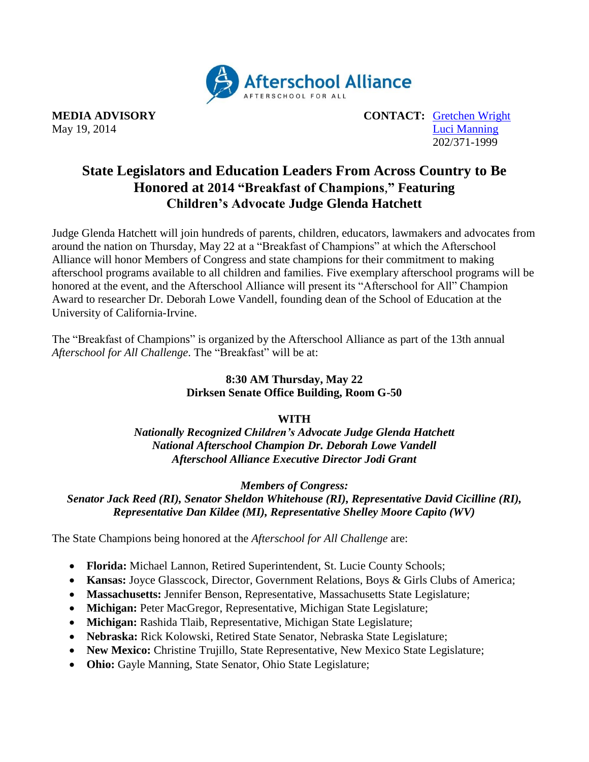Afterschool Alliance
AFTERSCHOOL FOR ALL

**MEDIA ADVISORY**
May 19, 2014

**CONTACT:** Gretchen Wright
Luci Manning
202/371-1999

# State Legislators and Education Leaders From Across Country to Be Honored at 2014 "Breakfast of Champions," Featuring Children's Advocate Judge Glenda Hatchett

Judge Glenda Hatchett will join hundreds of parents, children, educators, lawmakers and advocates from around the nation on Thursday, May 22 at a "Breakfast of Champions" at which the Afterschool Alliance will honor Members of Congress and state champions for their commitment to making afterschool programs available to all children and families. Five exemplary afterschool programs will be honored at the event, and the Afterschool Alliance will present its "Afterschool for All" Champion Award to researcher Dr. Deborah Lowe Vandell, founding dean of the School of Education at the University of California-Irvine.

The "Breakfast of Champions" is organized by the Afterschool Alliance as part of the 13th annual *Afterschool for All Challenge*. The "Breakfast" will be at:

**8:30 AM Thursday, May 22**
**Dirksen Senate Office Building, Room G-50**

**WITH**
***Nationally Recognized Children's Advocate Judge Glenda Hatchett***
***National Afterschool Champion Dr. Deborah Lowe Vandell***
***Afterschool Alliance Executive Director Jodi Grant***

***Members of Congress:***
***Senator Jack Reed (RI), Senator Sheldon Whitehouse (RI), Representative David Cicilline (RI), Representative Dan Kildee (MI), Representative Shelley Moore Capito (WV)***

The State Champions being honored at the *Afterschool for All Challenge* are:

- **Florida:** Michael Lannon, Retired Superintendent, St. Lucie County Schools;
- **Kansas:** Joyce Glasscock, Director, Government Relations, Boys & Girls Clubs of America;
- **Massachusetts:** Jennifer Benson, Representative, Massachusetts State Legislature;
- **Michigan:** Peter MacGregor, Representative, Michigan State Legislature;
- **Michigan:** Rashida Tlaib, Representative, Michigan State Legislature;
- **Nebraska:** Rick Kolowski, Retired State Senator, Nebraska State Legislature;
- **New Mexico:** Christine Trujillo, State Representative, New Mexico State Legislature;
- **Ohio:** Gayle Manning, State Senator, Ohio State Legislature;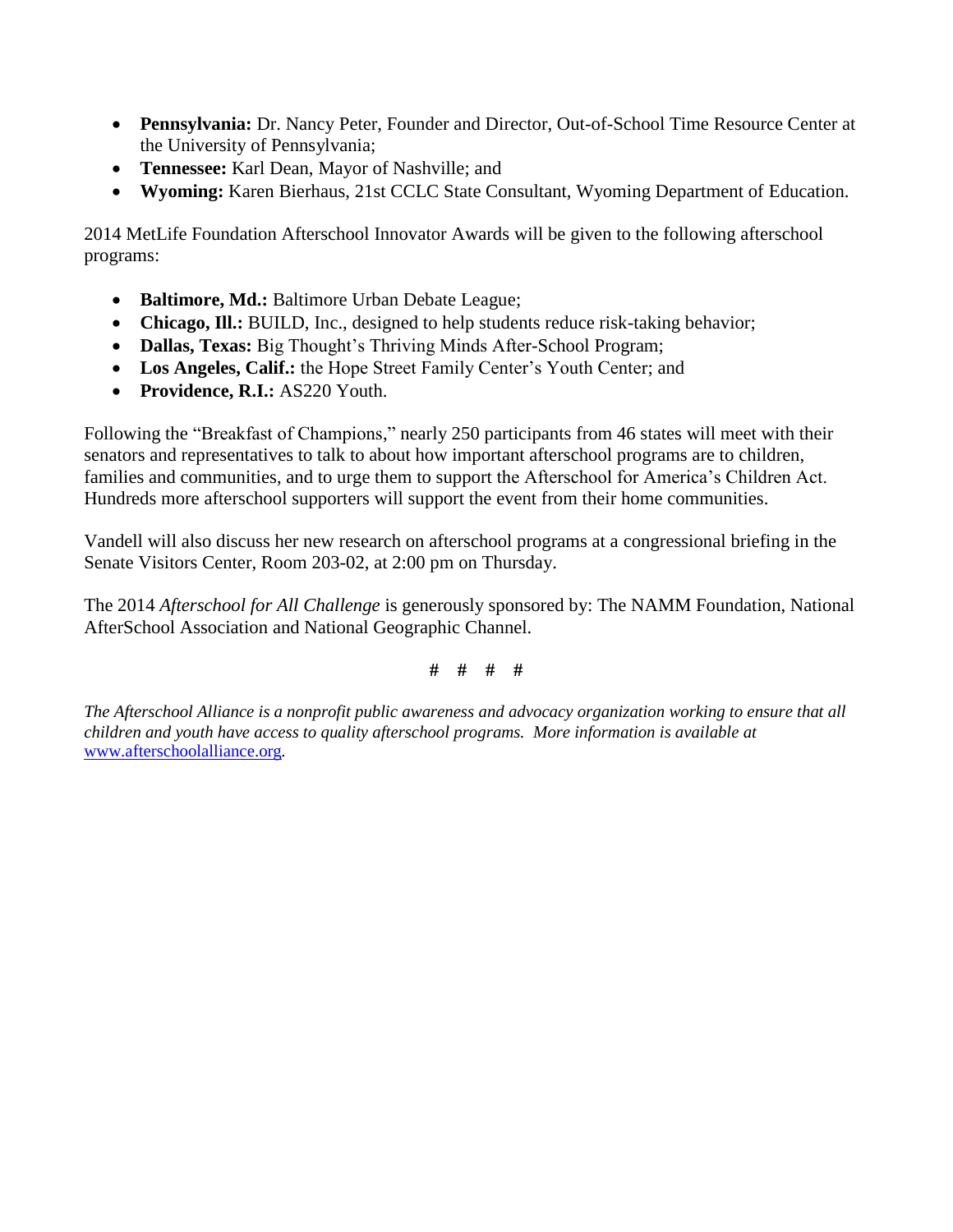- **Pennsylvania:** Dr. Nancy Peter, Founder and Director, Out-of-School Time Resource Center at the University of Pennsylvania;
- **Tennessee:** Karl Dean, Mayor of Nashville; and
- **Wyoming:** Karen Bierhaus, 21st CCLC State Consultant, Wyoming Department of Education.

2014 MetLife Foundation Afterschool Innovator Awards will be given to the following afterschool programs:

- **Baltimore, Md.:** Baltimore Urban Debate League;
- **Chicago, Ill.:** BUILD, Inc., designed to help students reduce risk-taking behavior;
- **Dallas, Texas:** Big Thought's Thriving Minds After-School Program;
- **Los Angeles, Calif.:** the Hope Street Family Center's Youth Center; and
- **Providence, R.I.:** AS220 Youth.

Following the "Breakfast of Champions," nearly 250 participants from 46 states will meet with their senators and representatives to talk to about how important afterschool programs are to children, families and communities, and to urge them to support the Afterschool for America's Children Act. Hundreds more afterschool supporters will support the event from their home communities.

Vandell will also discuss her new research on afterschool programs at a congressional briefing in the Senate Visitors Center, Room 203-02, at 2:00 pm on Thursday.

The 2014 *Afterschool for All Challenge* is generously sponsored by: The NAMM Foundation, National AfterSchool Association and National Geographic Channel.

# # # #

*The Afterschool Alliance is a nonprofit public awareness and advocacy organization working to ensure that all children and youth have access to quality afterschool programs. More information is available at* [www.afterschoolalliance.org](http://www.afterschoolalliance.org).